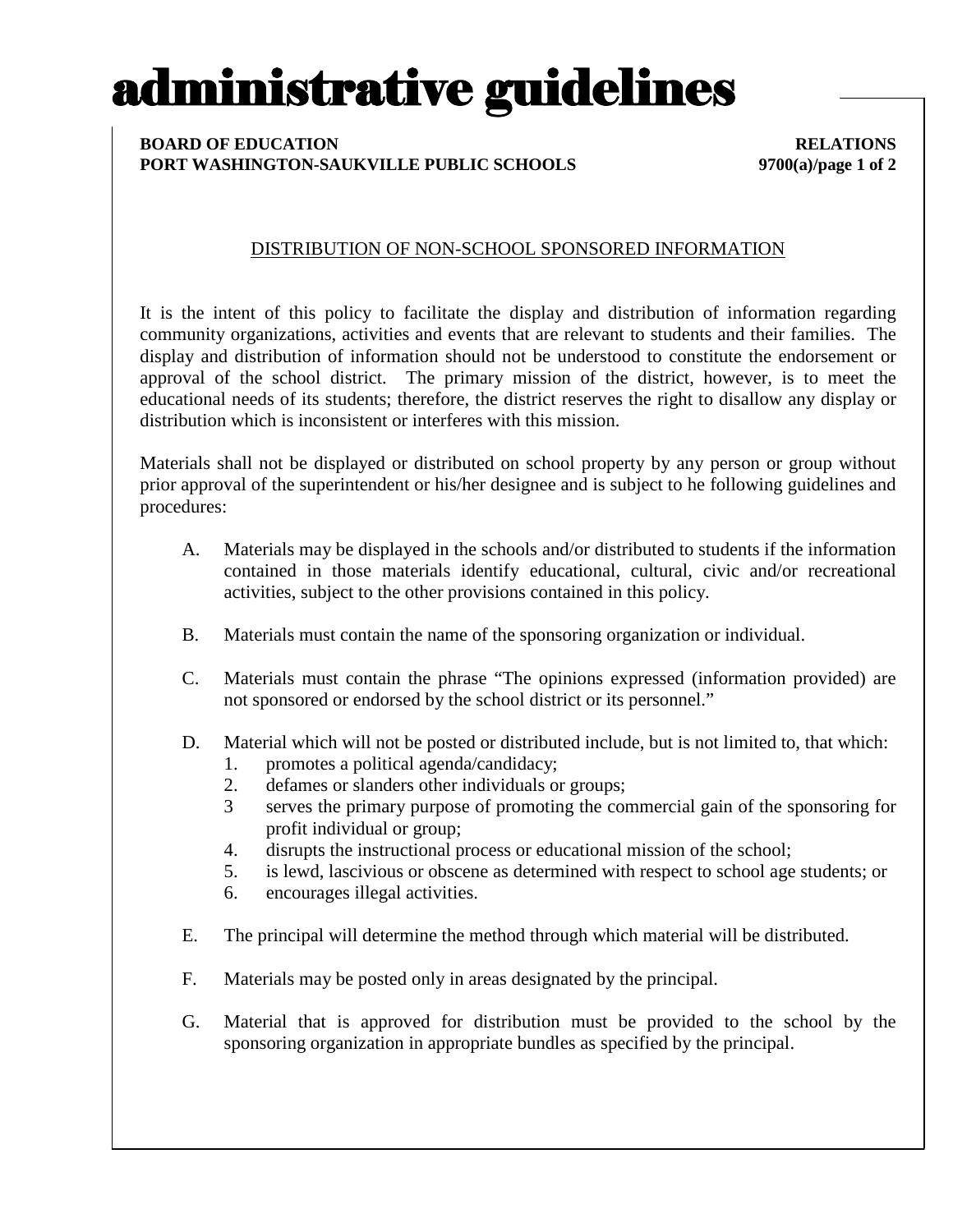# administrative guidelines

**BOARD OF EDUCATION** **RELATIONS**
**PORT WASHINGTON-SAUKVILLE PUBLIC SCHOOLS** **9700(a)**

## DISTRIBUTION OF NON-SCHOOL SPONSORED INFORMATION

It is the intent of this policy to facilitate the display and distribution of information regarding community organizations, activities and events that are relevant to students and their families. The display and distribution of information should not be understood to constitute the endorsement or approval of the school district. The primary mission of the district, however, is to meet the educational needs of its students; therefore, the district reserves the right to disallow any display or distribution which is inconsistent or interferes with this mission.

Materials shall not be displayed or distributed on school property by any person or group without prior approval of the superintendent or his/her designee and is subject to he following guidelines and procedures:

A. Materials may be displayed in the schools and/or distributed to students if the information contained in those materials identify educational, cultural, civic and/or recreational activities, subject to the other provisions contained in this policy.

B. Materials must contain the name of the sponsoring organization or individual.

C. Materials must contain the phrase “The opinions expressed (information provided) are not sponsored or endorsed by the school district or its personnel.”

D. Material which will not be posted or distributed include, but is not limited to, that which:
   1. promotes a political agenda/candidacy;
   2. defames or slanders other individuals or groups;
   3 serves the primary purpose of promoting the commercial gain of the sponsoring for profit individual or group;
   4. disrupts the instructional process or educational mission of the school;
   5. is lewd, lascivious or obscene as determined with respect to school age students; or
   6. encourages illegal activities.

E. The principal will determine the method through which material will be distributed.

F. Materials may be posted only in areas designated by the principal.

G. Material that is approved for distribution must be provided to the school by the sponsoring organization in appropriate bundles as specified by the principal.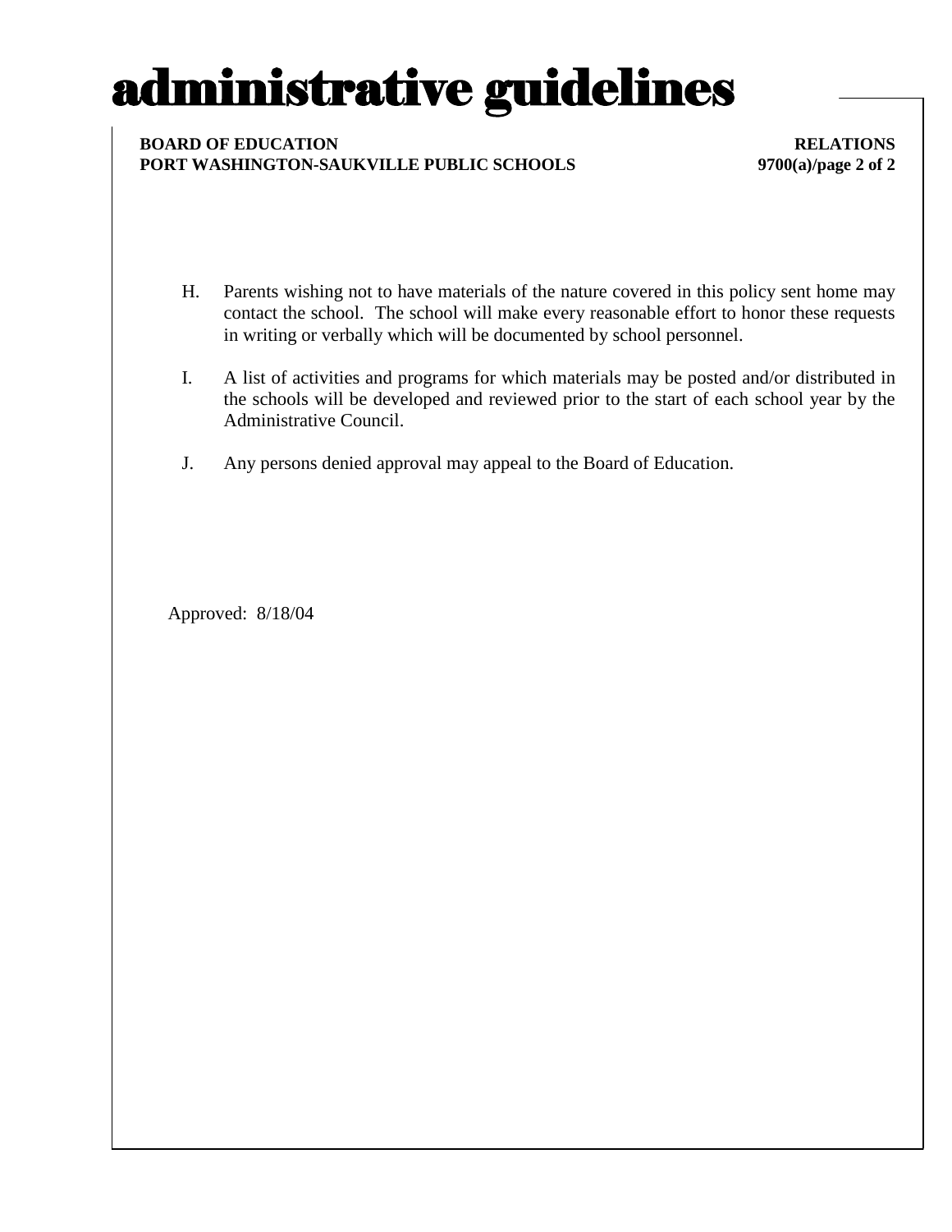H. Parents wishing not to have materials of the nature covered in this policy sent home may contact the school. The school will make every reasonable effort to honor these requests in writing or verbally which will be documented by school personnel.

I. A list of activities and programs for which materials may be posted and/or distributed in the schools will be developed and reviewed prior to the start of each school year by the Administrative Council.

J. Any persons denied approval may appeal to the Board of Education.

Approved: 8/18/04